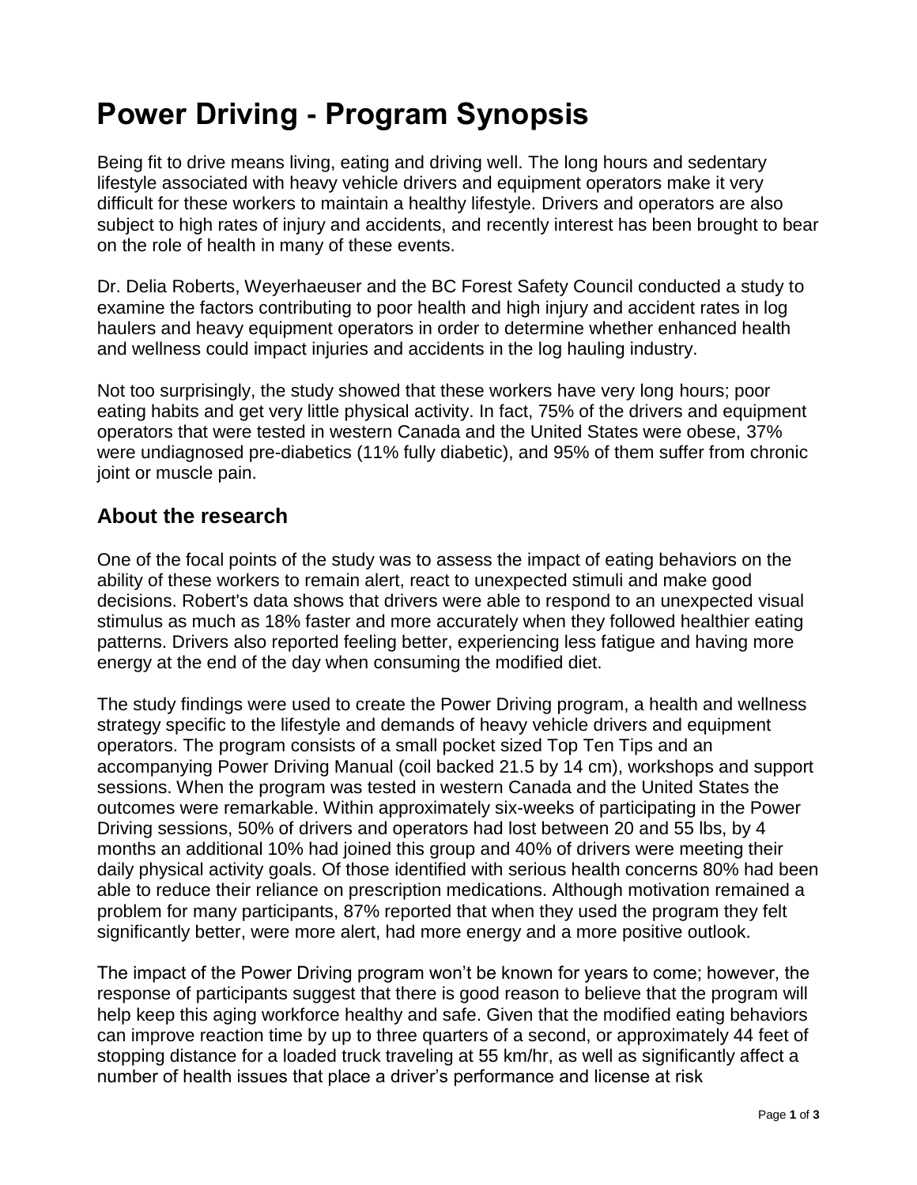# Power Driving - Program Synopsis

Being fit to drive means living, eating and driving well. The long hours and sedentary lifestyle associated with heavy vehicle drivers and equipment operators make it very difficult for these workers to maintain a healthy lifestyle. Drivers and operators are also subject to high rates of injury and accidents, and recently interest has been brought to bear on the role of health in many of these events.

Dr. Delia Roberts, Weyerhaeuser and the BC Forest Safety Council conducted a study to examine the factors contributing to poor health and high injury and accident rates in log haulers and heavy equipment operators in order to determine whether enhanced health and wellness could impact injuries and accidents in the log hauling industry.

Not too surprisingly, the study showed that these workers have very long hours; poor eating habits and get very little physical activity. In fact, 75% of the drivers and equipment operators that were tested in western Canada and the United States were obese, 37% were undiagnosed pre-diabetics (11% fully diabetic), and 95% of them suffer from chronic joint or muscle pain.

## About the research

One of the focal points of the study was to assess the impact of eating behaviors on the ability of these workers to remain alert, react to unexpected stimuli and make good decisions. Robert's data shows that drivers were able to respond to an unexpected visual stimulus as much as 18% faster and more accurately when they followed healthier eating patterns. Drivers also reported feeling better, experiencing less fatigue and having more energy at the end of the day when consuming the modified diet.

The study findings were used to create the Power Driving program, a health and wellness strategy specific to the lifestyle and demands of heavy vehicle drivers and equipment operators. The program consists of a small pocket sized Top Ten Tips and an accompanying Power Driving Manual (coil backed 21.5 by 14 cm), workshops and support sessions. When the program was tested in western Canada and the United States the outcomes were remarkable. Within approximately six-weeks of participating in the Power Driving sessions, 50% of drivers and operators had lost between 20 and 55 lbs, by 4 months an additional 10% had joined this group and 40% of drivers were meeting their daily physical activity goals. Of those identified with serious health concerns 80% had been able to reduce their reliance on prescription medications. Although motivation remained a problem for many participants, 87% reported that when they used the program they felt significantly better, were more alert, had more energy and a more positive outlook.

The impact of the Power Driving program won't be known for years to come; however, the response of participants suggest that there is good reason to believe that the program will help keep this aging workforce healthy and safe. Given that the modified eating behaviors can improve reaction time by up to three quarters of a second, or approximately 44 feet of stopping distance for a loaded truck traveling at 55 km/hr, as well as significantly affect a number of health issues that place a driver's performance and license at risk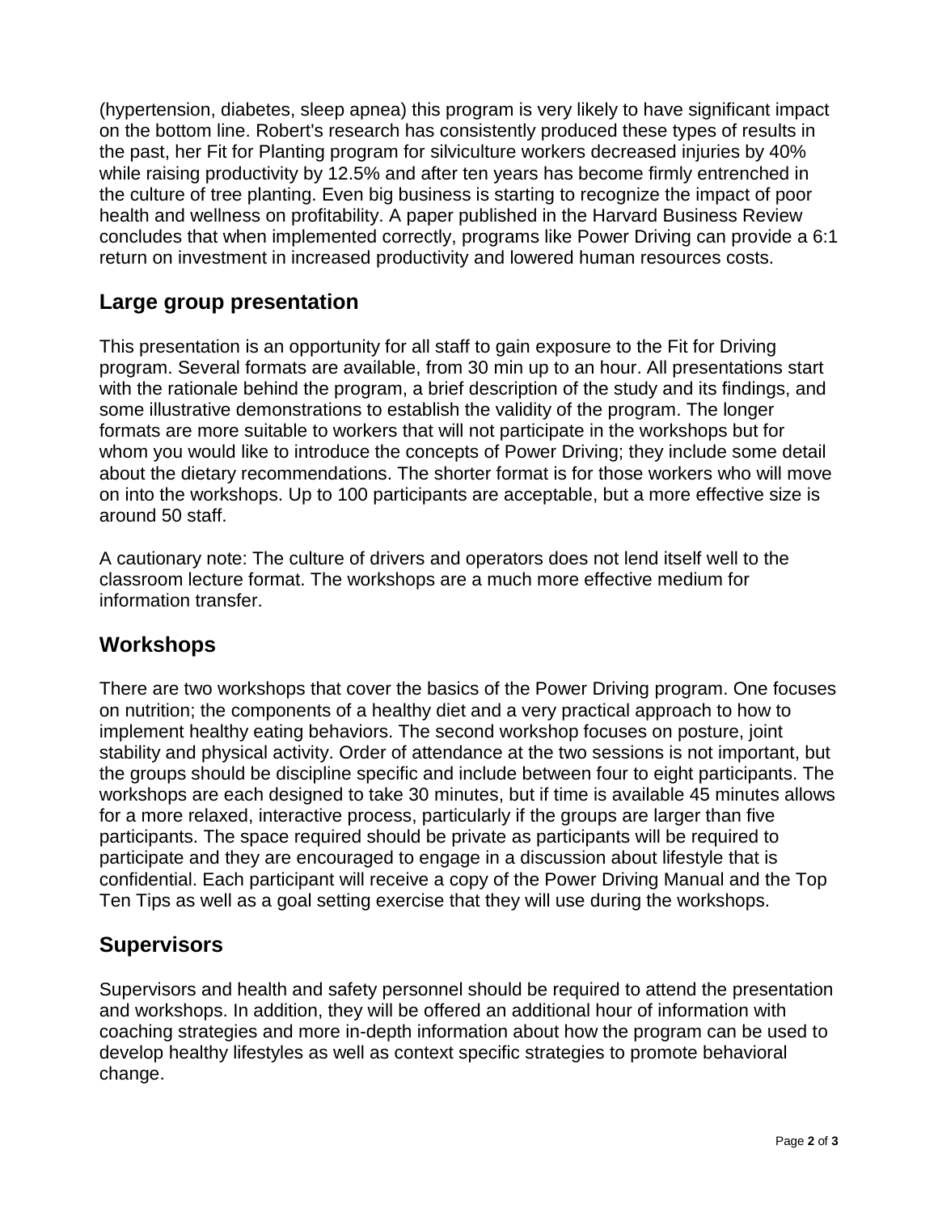(hypertension, diabetes, sleep apnea) this program is very likely to have significant impact on the bottom line. Robert's research has consistently produced these types of results in the past, her Fit for Planting program for silviculture workers decreased injuries by 40% while raising productivity by 12.5% and after ten years has become firmly entrenched in the culture of tree planting. Even big business is starting to recognize the impact of poor health and wellness on profitability. A paper published in the Harvard Business Review concludes that when implemented correctly, programs like Power Driving can provide a 6:1 return on investment in increased productivity and lowered human resources costs.

## Large group presentation

This presentation is an opportunity for all staff to gain exposure to the Fit for Driving program. Several formats are available, from 30 min up to an hour. All presentations start with the rationale behind the program, a brief description of the study and its findings, and some illustrative demonstrations to establish the validity of the program. The longer formats are more suitable to workers that will not participate in the workshops but for whom you would like to introduce the concepts of Power Driving; they include some detail about the dietary recommendations. The shorter format is for those workers who will move on into the workshops. Up to 100 participants are acceptable, but a more effective size is around 50 staff.

A cautionary note: The culture of drivers and operators does not lend itself well to the classroom lecture format. The workshops are a much more effective medium for information transfer.

## Workshops

There are two workshops that cover the basics of the Power Driving program. One focuses on nutrition; the components of a healthy diet and a very practical approach to how to implement healthy eating behaviors. The second workshop focuses on posture, joint stability and physical activity. Order of attendance at the two sessions is not important, but the groups should be discipline specific and include between four to eight participants. The workshops are each designed to take 30 minutes, but if time is available 45 minutes allows for a more relaxed, interactive process, particularly if the groups are larger than five participants. The space required should be private as participants will be required to participate and they are encouraged to engage in a discussion about lifestyle that is confidential. Each participant will receive a copy of the Power Driving Manual and the Top Ten Tips as well as a goal setting exercise that they will use during the workshops.

## Supervisors

Supervisors and health and safety personnel should be required to attend the presentation and workshops. In addition, they will be offered an additional hour of information with coaching strategies and more in-depth information about how the program can be used to develop healthy lifestyles as well as context specific strategies to promote behavioral change.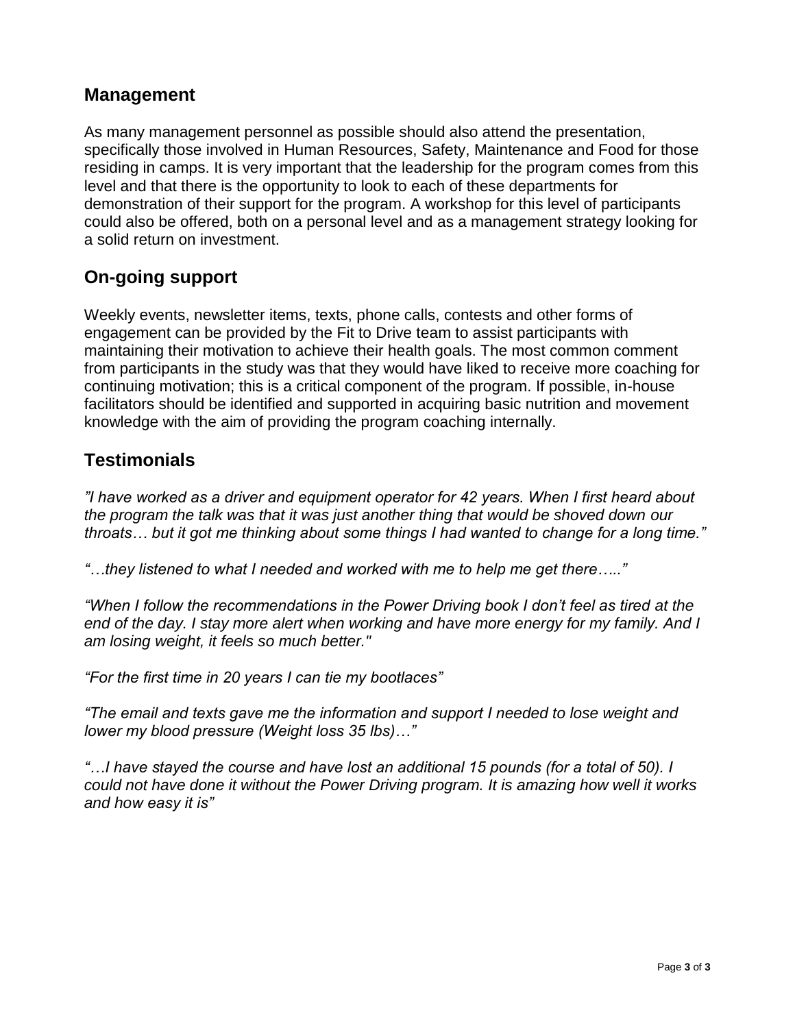## Management

As many management personnel as possible should also attend the presentation, specifically those involved in Human Resources, Safety, Maintenance and Food for those residing in camps. It is very important that the leadership for the program comes from this level and that there is the opportunity to look to each of these departments for demonstration of their support for the program. A workshop for this level of participants could also be offered, both on a personal level and as a management strategy looking for a solid return on investment.

## On-going support

Weekly events, newsletter items, texts, phone calls, contests and other forms of engagement can be provided by the Fit to Drive team to assist participants with maintaining their motivation to achieve their health goals. The most common comment from participants in the study was that they would have liked to receive more coaching for continuing motivation; this is a critical component of the program. If possible, in-house facilitators should be identified and supported in acquiring basic nutrition and movement knowledge with the aim of providing the program coaching internally.

## Testimonials

*"I have worked as a driver and equipment operator for 42 years. When I first heard about the program the talk was that it was just another thing that would be shoved down our throats… but it got me thinking about some things I had wanted to change for a long time."*

*"…they listened to what I needed and worked with me to help me get there….."*

*"When I follow the recommendations in the Power Driving book I don't feel as tired at the end of the day. I stay more alert when working and have more energy for my family. And I am losing weight, it feels so much better."*

*"For the first time in 20 years I can tie my bootlaces"*

*"The email and texts gave me the information and support I needed to lose weight and lower my blood pressure (Weight loss 35 lbs)…"*

*"…I have stayed the course and have lost an additional 15 pounds (for a total of 50). I could not have done it without the Power Driving program. It is amazing how well it works and how easy it is"*